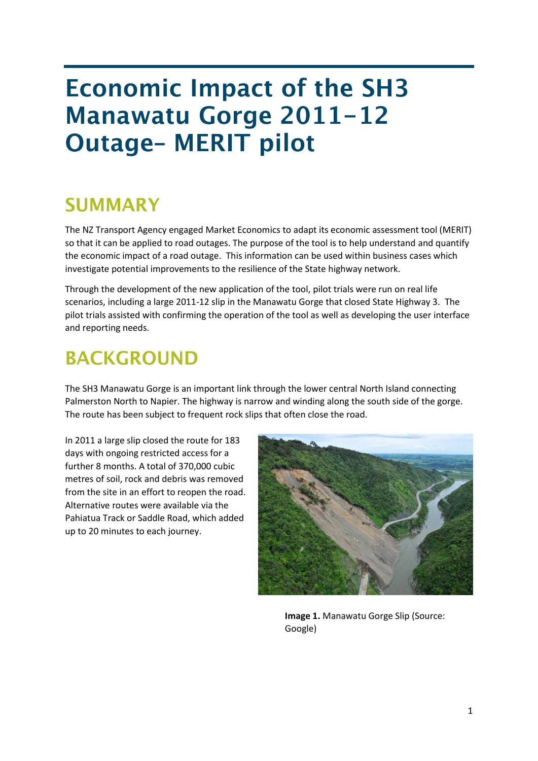# Economic Impact of the SH3 Manawatu Gorge 2011-12 Outage– MERIT pilot

## SUMMARY

The NZ Transport Agency engaged Market Economics to adapt its economic assessment tool (MERIT) so that it can be applied to road outages. The purpose of the tool is to help understand and quantify the economic impact of a road outage. This information can be used within business cases which investigate potential improvements to the resilience of the State highway network.

Through the development of the new application of the tool, pilot trials were run on real life scenarios, including a large 2011-12 slip in the Manawatu Gorge that closed State Highway 3. The pilot trials assisted with confirming the operation of the tool as well as developing the user interface and reporting needs.

## BACKGROUND

The SH3 Manawatu Gorge is an important link through the lower central North Island connecting Palmerston North to Napier. The highway is narrow and winding along the south side of the gorge. The route has been subject to frequent rock slips that often close the road.

In 2011 a large slip closed the route for 183 days with ongoing restricted access for a further 8 months. A total of 370,000 cubic metres of soil, rock and debris was removed from the site in an effort to reopen the road. Alternative routes were available via the Pahiatua Track or Saddle Road, which added up to 20 minutes to each journey.

**Image 1.** Manawatu Gorge Slip (Source: Google)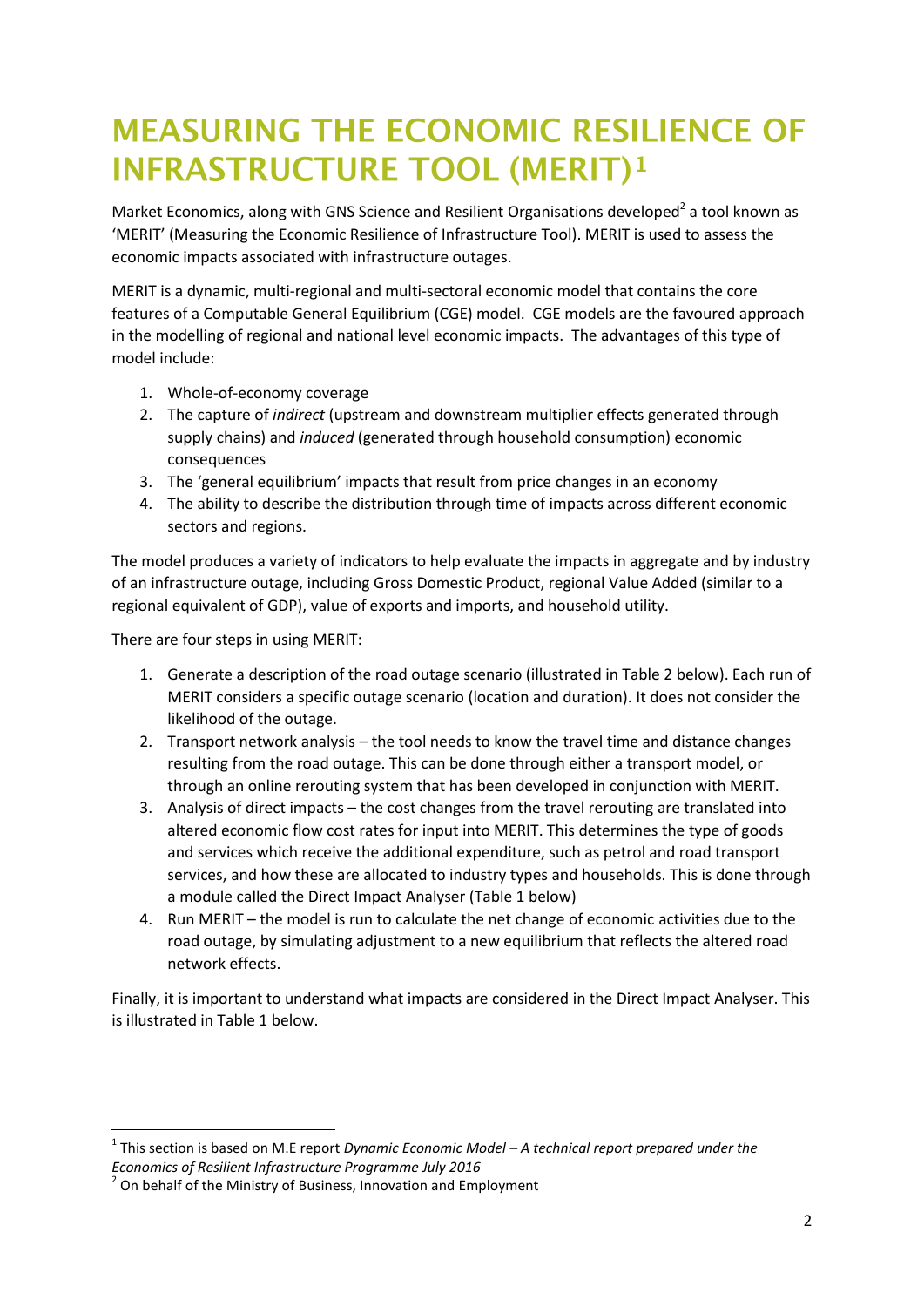# MEASURING THE ECONOMIC RESILIENCE OF INFRASTRUCTURE TOOL (MERIT)[1]

Market Economics, along with GNS Science and Resilient Organisations developed[2] a tool known as 'MERIT' (Measuring the Economic Resilience of Infrastructure Tool). MERIT is used to assess the economic impacts associated with infrastructure outages.

MERIT is a dynamic, multi-regional and multi-sectoral economic model that contains the core features of a Computable General Equilibrium (CGE) model. CGE models are the favoured approach in the modelling of regional and national level economic impacts. The advantages of this type of model include:

1. Whole-of-economy coverage
2. The capture of *indirect* (upstream and downstream multiplier effects generated through supply chains) and *induced* (generated through household consumption) economic consequences
3. The 'general equilibrium' impacts that result from price changes in an economy
4. The ability to describe the distribution through time of impacts across different economic sectors and regions.

The model produces a variety of indicators to help evaluate the impacts in aggregate and by industry of an infrastructure outage, including Gross Domestic Product, regional Value Added (similar to a regional equivalent of GDP), value of exports and imports, and household utility.

There are four steps in using MERIT:

1. Generate a description of the road outage scenario (illustrated in Table 2 below). Each run of MERIT considers a specific outage scenario (location and duration). It does not consider the likelihood of the outage.
2. Transport network analysis – the tool needs to know the travel time and distance changes resulting from the road outage. This can be done through either a transport model, or through an online rerouting system that has been developed in conjunction with MERIT.
3. Analysis of direct impacts – the cost changes from the travel rerouting are translated into altered economic flow cost rates for input into MERIT. This determines the type of goods and services which receive the additional expenditure, such as petrol and road transport services, and how these are allocated to industry types and households. This is done through a module called the Direct Impact Analyser (Table 1 below)
4. Run MERIT – the model is run to calculate the net change of economic activities due to the road outage, by simulating adjustment to a new equilibrium that reflects the altered road network effects.

Finally, it is important to understand what impacts are considered in the Direct Impact Analyser. This is illustrated in Table 1 below.

---

[1] This section is based on M.E report *Dynamic Economic Model – A technical report prepared under the Economics of Resilient Infrastructure Programme July 2016*

[2] On behalf of the Ministry of Business, Innovation and Employment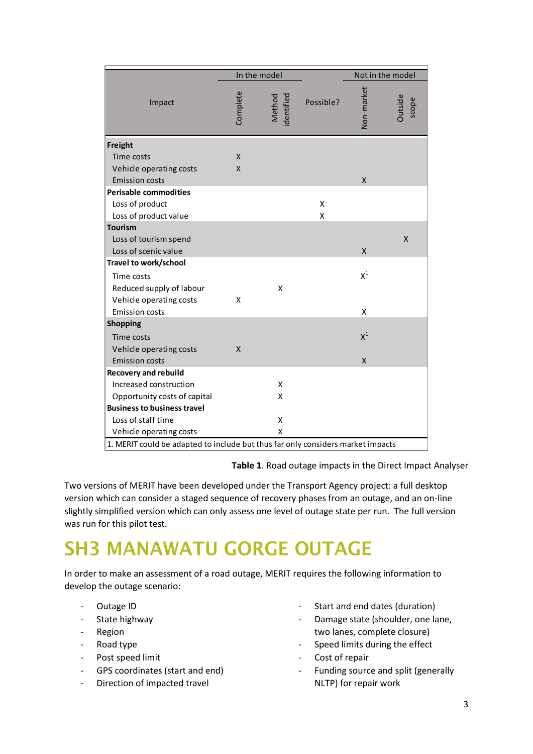| Impact | In the model | | Possible? | Not in the model | |
|---|---|---|---|---|---|
| | Complete | Method identified | | Non-market | Outside scope |
| **Freight** | | | | | |
| Time costs | X | | | | |
| Vehicle operating costs | X | | | | |
| Emission costs | | | | X | |
| **Perisable commodities** | | | | | |
| Loss of product | | | X | | |
| Loss of product value | | | X | | |
| **Tourism** | | | | | |
| Loss of tourism spend | | | | | X |
| Loss of scenic value | | | | X | |
| **Travel to work/school** | | | | | |
| Time costs | | | | X[1] | |
| Reduced supply of labour | | X | | | |
| Vehicle operating costs | X | | | | |
| Emission costs | | | | X | |
| **Shopping** | | | | | |
| Time costs | | | | X[1] | |
| Vehicle operating costs | X | | | | |
| Emission costs | | | | X | |
| **Recovery and rebuild** | | | | | |
| Increased construction | | X | | | |
| Opportunity costs of capital | | X | | | |
| **Business to business travel** | | | | | |
| Loss of staff time | | X | | | |
| Vehicle operating costs | | X | | | |

1. MERIT could be adapted to include but thus far only considers market impacts

**Table 1**. Road outage impacts in the Direct Impact Analyser

Two versions of MERIT have been developed under the Transport Agency project: a full desktop version which can consider a staged sequence of recovery phases from an outage, and an on-line slightly simplified version which can only assess one level of outage state per run. The full version was run for this pilot test.

# SH3 MANAWATU GORGE OUTAGE

In order to make an assessment of a road outage, MERIT requires the following information to develop the outage scenario:

- Outage ID
- State highway
- Region
- Road type
- Post speed limit
- GPS coordinates (start and end)
- Direction of impacted travel
- Start and end dates (duration)
- Damage state (shoulder, one lane, two lanes, complete closure)
- Speed limits during the effect
- Cost of repair
- Funding source and split (generally NLTP) for repair work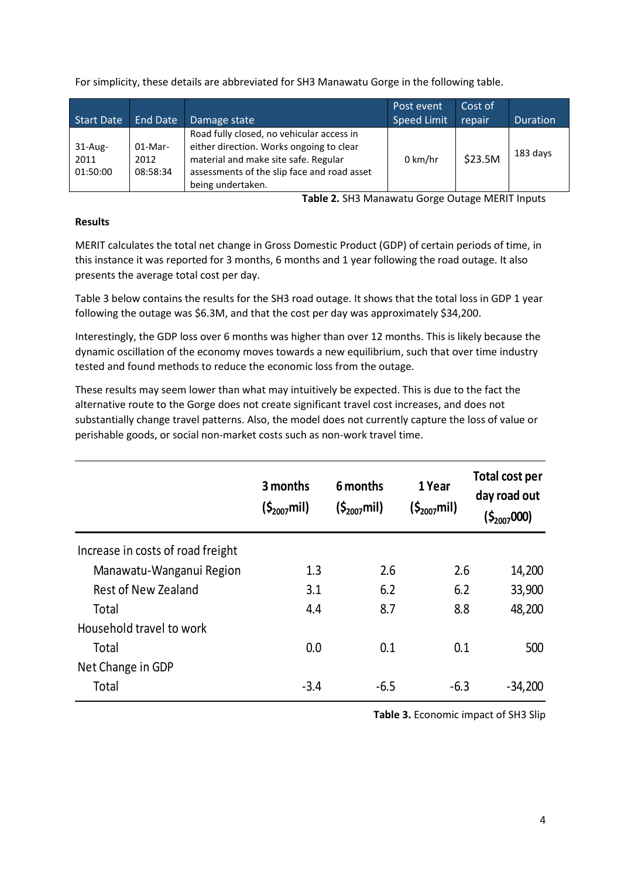For simplicity, these details are abbreviated for SH3 Manawatu Gorge in the following table.

| Start Date | End Date | Damage state | Post event Speed Limit | Cost of repair | Duration |
|---|---|---|---|---|---|
| 31-Aug-2011 01:50:00 | 01-Mar-2012 08:58:34 | Road fully closed, no vehicular access in either direction. Works ongoing to clear material and make site safe. Regular assessments of the slip face and road asset being undertaken. | 0 km/hr | \$23.5M | 183 days |

**Table 2.** SH3 Manawatu Gorge Outage MERIT Inputs

**Results**

MERIT calculates the total net change in Gross Domestic Product (GDP) of certain periods of time, in this instance it was reported for 3 months, 6 months and 1 year following the road outage. It also presents the average total cost per day.

Table 3 below contains the results for the SH3 road outage. It shows that the total loss in GDP 1 year following the outage was \$6.3M, and that the cost per day was approximately \$34,200.

Interestingly, the GDP loss over 6 months was higher than over 12 months. This is likely because the dynamic oscillation of the economy moves towards a new equilibrium, such that over time industry tested and found methods to reduce the economic loss from the outage.

These results may seem lower than what may intuitively be expected. This is due to the fact the alternative route to the Gorge does not create significant travel cost increases, and does not substantially change travel patterns. Also, the model does not currently capture the loss of value or perishable goods, or social non-market costs such as non-work travel time.

| | 3 months ($\$_{2007}$mil) | 6 months ($\$_{2007}$mil) | 1 Year ($\$_{2007}$mil) | Total cost per day road out ($\$_{2007}$000) |
|---|---|---|---|---|
| Increase in costs of road freight | | | | |
| Manawatu-Wanganui Region | 1.3 | 2.6 | 2.6 | 14,200 |
| Rest of New Zealand | 3.1 | 6.2 | 6.2 | 33,900 |
| Total | 4.4 | 8.7 | 8.8 | 48,200 |
| Household travel to work | | | | |
| Total | 0.0 | 0.1 | 0.1 | 500 |
| Net Change in GDP | | | | |
| Total | -3.4 | -6.5 | -6.3 | -34,200 |

**Table 3.** Economic impact of SH3 Slip